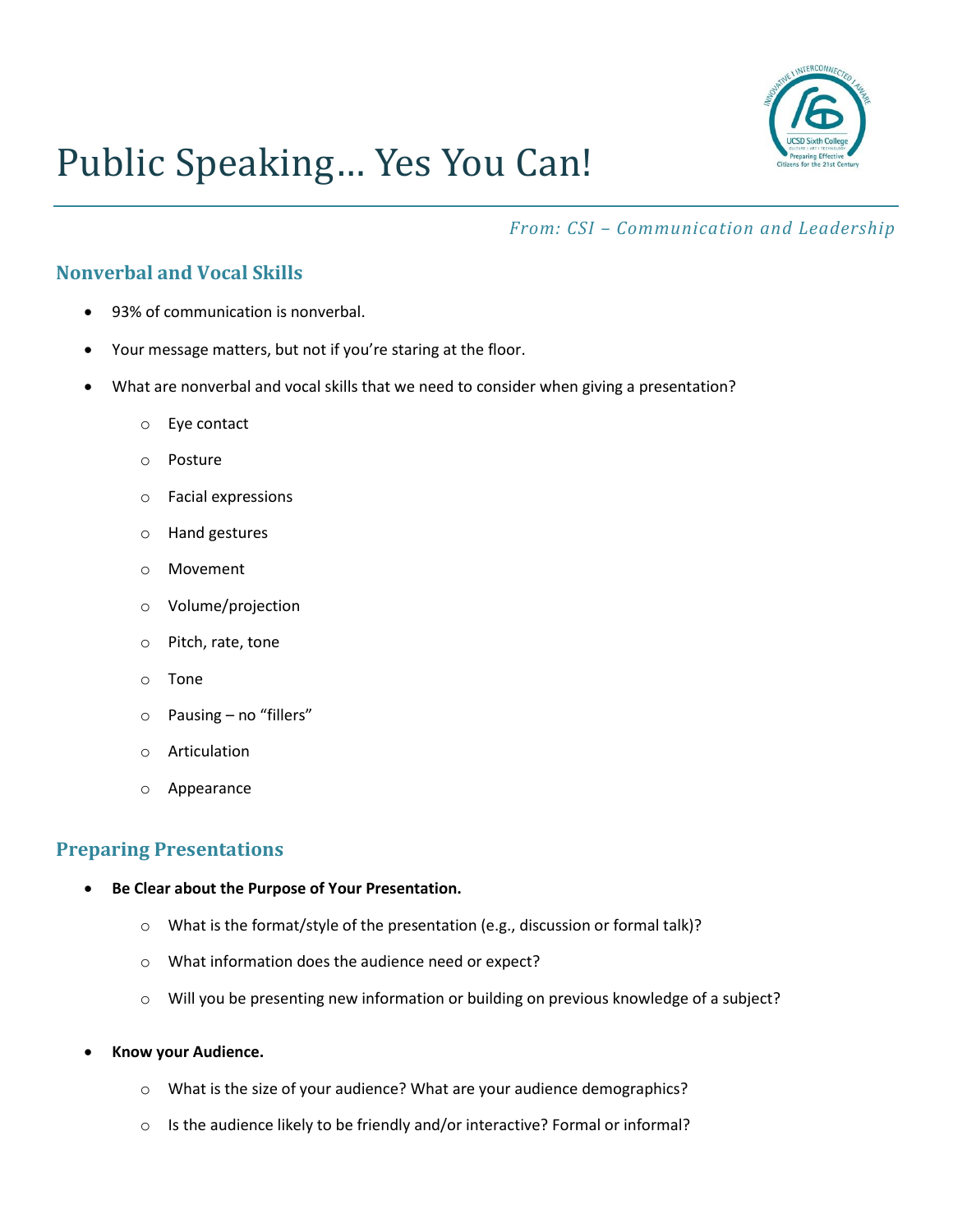# Public Speaking… Yes You Can!

*From: CSI – Communication and Leadership*

## Nonverbal and Vocal Skills

- 93% of communication is nonverbal.
- Your message matters, but not if you're staring at the floor.
- What are nonverbal and vocal skills that we need to consider when giving a presentation?
  - Eye contact
  - Posture
  - Facial expressions
  - Hand gestures
  - Movement
  - Volume/projection
  - Pitch, rate, tone
  - Tone
  - Pausing – no "fillers"
  - Articulation
  - Appearance

## Preparing Presentations

- **Be Clear about the Purpose of Your Presentation.**
  - What is the format/style of the presentation (e.g., discussion or formal talk)?
  - What information does the audience need or expect?
  - Will you be presenting new information or building on previous knowledge of a subject?
- **Know your Audience.**
  - What is the size of your audience? What are your audience demographics?
  - Is the audience likely to be friendly and/or interactive? Formal or informal?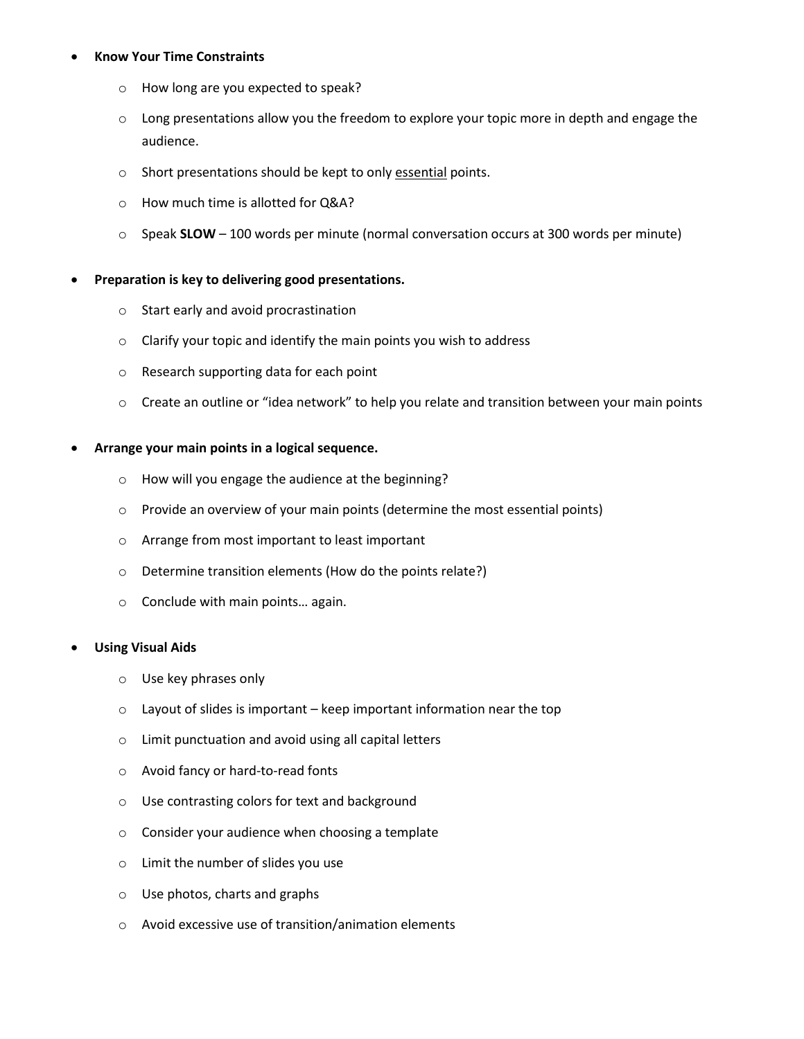- **Know Your Time Constraints**
    - How long are you expected to speak?
    - Long presentations allow you the freedom to explore your topic more in depth and engage the audience.
    - Short presentations should be kept to only <u>essential</u> points.
    - How much time is allotted for Q&A?
    - Speak **SLOW** – 100 words per minute (normal conversation occurs at 300 words per minute)

- **Preparation is key to delivering good presentations.**
    - Start early and avoid procrastination
    - Clarify your topic and identify the main points you wish to address
    - Research supporting data for each point
    - Create an outline or "idea network" to help you relate and transition between your main points

- **Arrange your main points in a logical sequence.**
    - How will you engage the audience at the beginning?
    - Provide an overview of your main points (determine the most essential points)
    - Arrange from most important to least important
    - Determine transition elements (How do the points relate?)
    - Conclude with main points… again.

- **Using Visual Aids**
    - Use key phrases only
    - Layout of slides is important – keep important information near the top
    - Limit punctuation and avoid using all capital letters
    - Avoid fancy or hard-to-read fonts
    - Use contrasting colors for text and background
    - Consider your audience when choosing a template
    - Limit the number of slides you use
    - Use photos, charts and graphs
    - Avoid excessive use of transition/animation elements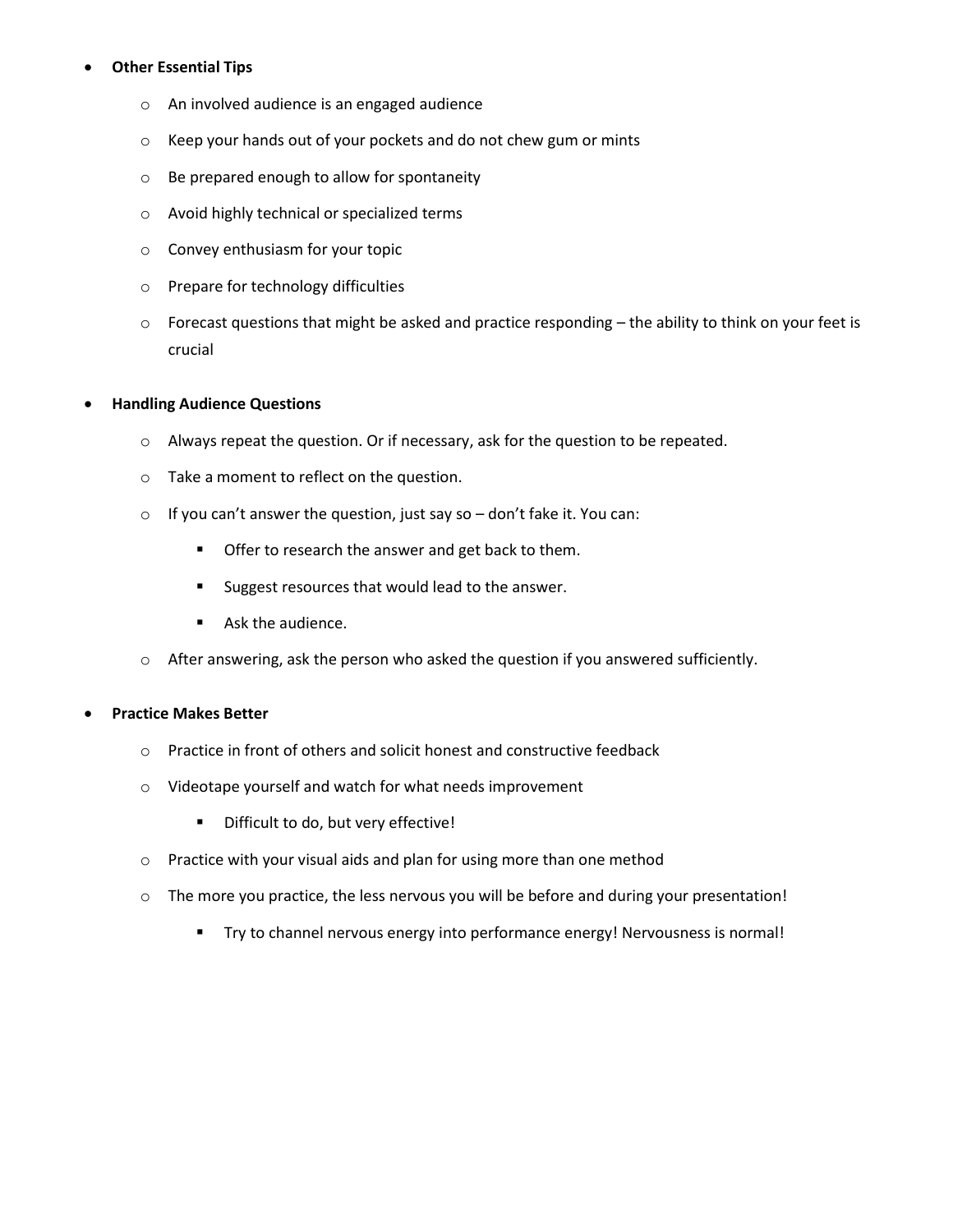- **Other Essential Tips**
  - An involved audience is an engaged audience
  - Keep your hands out of your pockets and do not chew gum or mints
  - Be prepared enough to allow for spontaneity
  - Avoid highly technical or specialized terms
  - Convey enthusiasm for your topic
  - Prepare for technology difficulties
  - Forecast questions that might be asked and practice responding – the ability to think on your feet is crucial

- **Handling Audience Questions**
  - Always repeat the question. Or if necessary, ask for the question to be repeated.
  - Take a moment to reflect on the question.
  - If you can't answer the question, just say so – don't fake it. You can:
    - Offer to research the answer and get back to them.
    - Suggest resources that would lead to the answer.
    - Ask the audience.
  - After answering, ask the person who asked the question if you answered sufficiently.

- **Practice Makes Better**
  - Practice in front of others and solicit honest and constructive feedback
  - Videotape yourself and watch for what needs improvement
    - Difficult to do, but very effective!
  - Practice with your visual aids and plan for using more than one method
  - The more you practice, the less nervous you will be before and during your presentation!
    - Try to channel nervous energy into performance energy! Nervousness is normal!